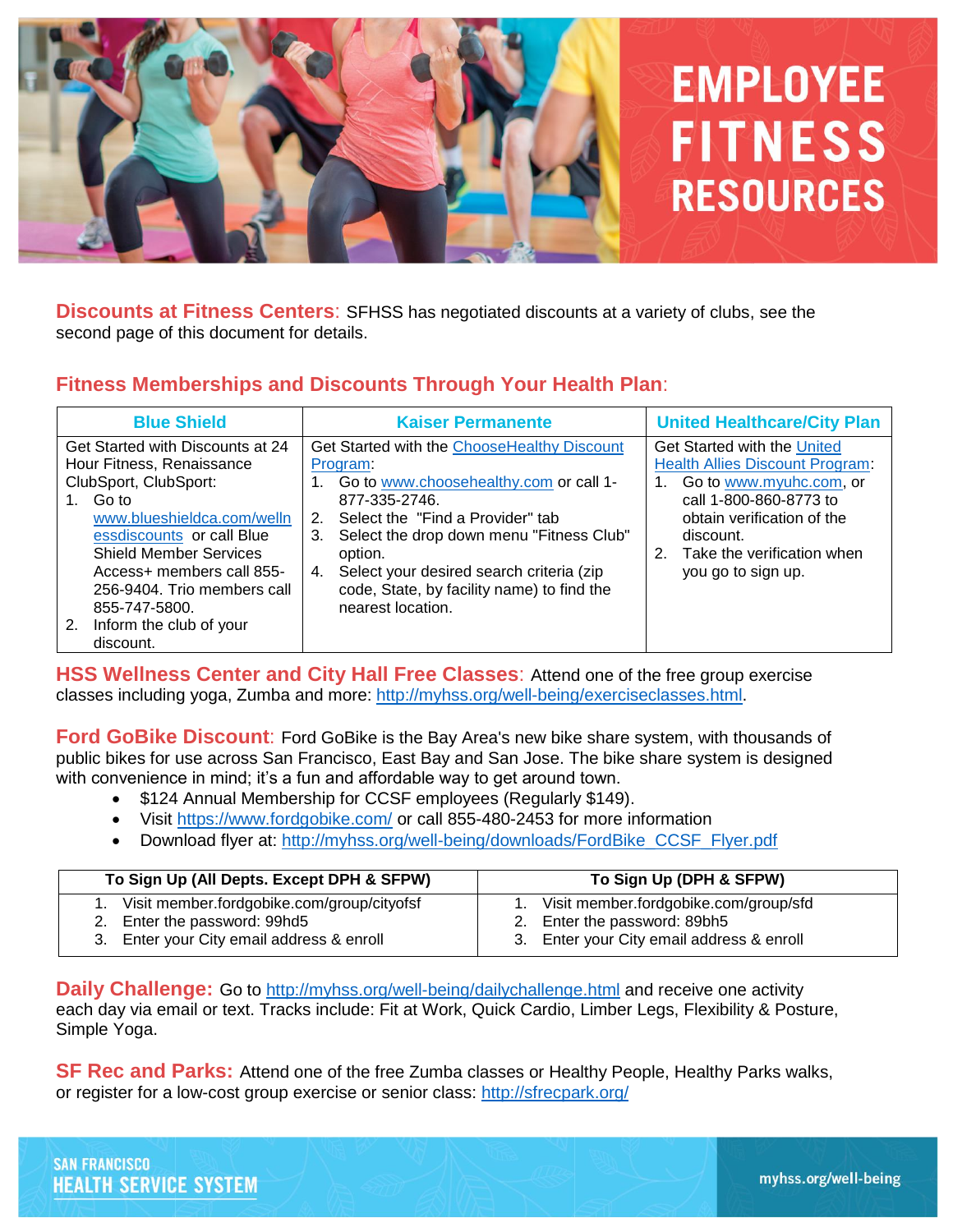# EMPLOYEE FITNESS RESOURCES

**Discounts at Fitness Centers**: SFHSS has negotiated discounts at a variety of clubs, see the second page of this document for details.

## Fitness Memberships and Discounts Through Your Health Plan:

| Blue Shield | Kaiser Permanente | United Healthcare/City Plan |
|---|---|---|
| Get Started with Discounts at 24 Hour Fitness, Renaissance ClubSport, ClubSport:<br>1. Go to www.blueshieldca.com/wellnessdiscounts or call Blue Shield Member Services Access+ members call 855-256-9404. Trio members call 855-747-5800.<br>2. Inform the club of your discount. | Get Started with the ChooseHealthy Discount Program:<br>1. Go to www.choosehealthy.com or call 1-877-335-2746.<br>2. Select the "Find a Provider" tab<br>3. Select the drop down menu "Fitness Club" option.<br>4. Select your desired search criteria (zip code, State, by facility name) to find the nearest location. | Get Started with the United Health Allies Discount Program:<br>1. Go to www.myuhc.com, or call 1-800-860-8773 to obtain verification of the discount.<br>2. Take the verification when you go to sign up. |

**HSS Wellness Center and City Hall Free Classes**: Attend one of the free group exercise classes including yoga, Zumba and more: http://myhss.org/well-being/exerciseclasses.html.

**Ford GoBike Discount**: Ford GoBike is the Bay Area's new bike share system, with thousands of public bikes for use across San Francisco, East Bay and San Jose. The bike share system is designed with convenience in mind; it's a fun and affordable way to get around town.

- $124 Annual Membership for CCSF employees (Regularly $149).
- Visit https://www.fordgobike.com/ or call 855-480-2453 for more information
- Download flyer at: http://myhss.org/well-being/downloads/FordBike_CCSF_Flyer.pdf

| To Sign Up (All Depts. Except DPH & SFPW) | To Sign Up (DPH & SFPW) |
|---|---|
| 1. Visit member.fordgobike.com/group/cityofsf<br>2. Enter the password: 99hd5<br>3. Enter your City email address & enroll | 1. Visit member.fordgobike.com/group/sfd<br>2. Enter the password: 89bh5<br>3. Enter your City email address & enroll |

**Daily Challenge:** Go to http://myhss.org/well-being/dailychallenge.html and receive one activity each day via email or text. Tracks include: Fit at Work, Quick Cardio, Limber Legs, Flexibility & Posture, Simple Yoga.

**SF Rec and Parks:** Attend one of the free Zumba classes or Healthy People, Healthy Parks walks, or register for a low-cost group exercise or senior class: http://sfrecpark.org/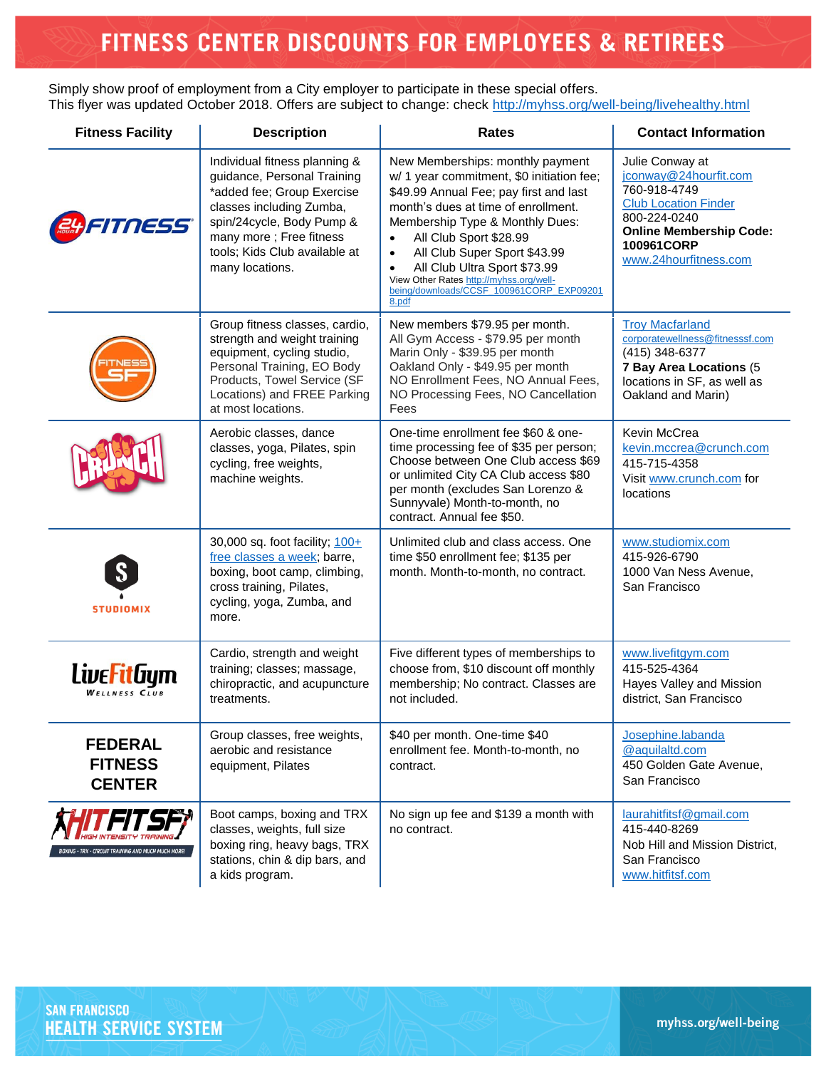# FITNESS CENTER DISCOUNTS FOR EMPLOYEES & RETIREES

Simply show proof of employment from a City employer to participate in these special offers.
This flyer was updated October 2018. Offers are subject to change: check http://myhss.org/well-being/livehealthy.html

| Fitness Facility | Description | Rates | Contact Information |
|---|---|---|---|
| 24 Hour Fitness | Individual fitness planning & guidance, Personal Training *added fee; Group Exercise classes including Zumba, spin/24cycle, Body Pump & many more ; Free fitness tools; Kids Club available at many locations. | New Memberships: monthly payment w/ 1 year commitment, $0 initiation fee; $49.99 Annual Fee; pay first and last month's dues at time of enrollment. Membership Type & Monthly Dues: <br>• All Club Sport $28.99 <br>• All Club Super Sport $43.99 <br>• All Club Ultra Sport $73.99 <br>View Other Rates http://myhss.org/well-being/downloads/CCSF_100961CORP_EXP092018.pdf | Julie Conway at jconway@24hourfit.com <br>760-918-4749 <br>Club Location Finder <br>800-224-0240 <br>**Online Membership Code: 100961CORP** <br>www.24hourfitness.com |
| Fitness SF | Group fitness classes, cardio, strength and weight training equipment, cycling studio, Personal Training, EO Body Products, Towel Service (SF Locations) and FREE Parking at most locations. | New members $79.95 per month. <br>All Gym Access - $79.95 per month <br>Marin Only - $39.95 per month <br>Oakland Only - $49.95 per month <br>NO Enrollment Fees, NO Annual Fees, NO Processing Fees, NO Cancellation Fees | Troy Macfarland <br>corporatewellness@fitnesssf.com <br>(415) 348-6377 <br>**7 Bay Area Locations** (5 locations in SF, as well as Oakland and Marin) |
| Crunch | Aerobic classes, dance classes, yoga, Pilates, spin cycling, free weights, machine weights. | One-time enrollment fee $60 & one-time processing fee of $35 per person; Choose between One Club access $69 or unlimited City CA Club access $80 per month (excludes San Lorenzo & Sunnyvale) Month-to-month, no contract. Annual fee $50. | Kevin McCrea <br>kevin.mccrea@crunch.com <br>415-715-4358 <br>Visit www.crunch.com for locations |
| StudioMix | 30,000 sq. foot facility; 100+ free classes a week; barre, boxing, boot camp, climbing, cross training, Pilates, cycling, yoga, Zumba, and more. | Unlimited club and class access. One time $50 enrollment fee; $135 per month. Month-to-month, no contract. | www.studiomix.com <br>415-926-6790 <br>1000 Van Ness Avenue, San Francisco |
| LiveFitGym Wellness Club | Cardio, strength and weight training; classes; massage, chiropractic, and acupuncture treatments. | Five different types of memberships to choose from, $10 discount off monthly membership; No contract. Classes are not included. | www.livefitgym.com <br>415-525-4364 <br>Hayes Valley and Mission district, San Francisco |
| FEDERAL FITNESS CENTER | Group classes, free weights, aerobic and resistance equipment, Pilates | $40 per month. One-time $40 enrollment fee. Month-to-month, no contract. | Josephine.labanda@aquilaltd.com <br>450 Golden Gate Avenue, San Francisco |
| HITFITSF High Intensity Training | Boot camps, boxing and TRX classes, weights, full size boxing ring, heavy bags, TRX stations, chin & dip bars, and a kids program. | No sign up fee and $139 a month with no contract. | laurahitfitsf@gmail.com <br>415-440-8269 <br>Nob Hill and Mission District, San Francisco <br>www.hitfitsf.com |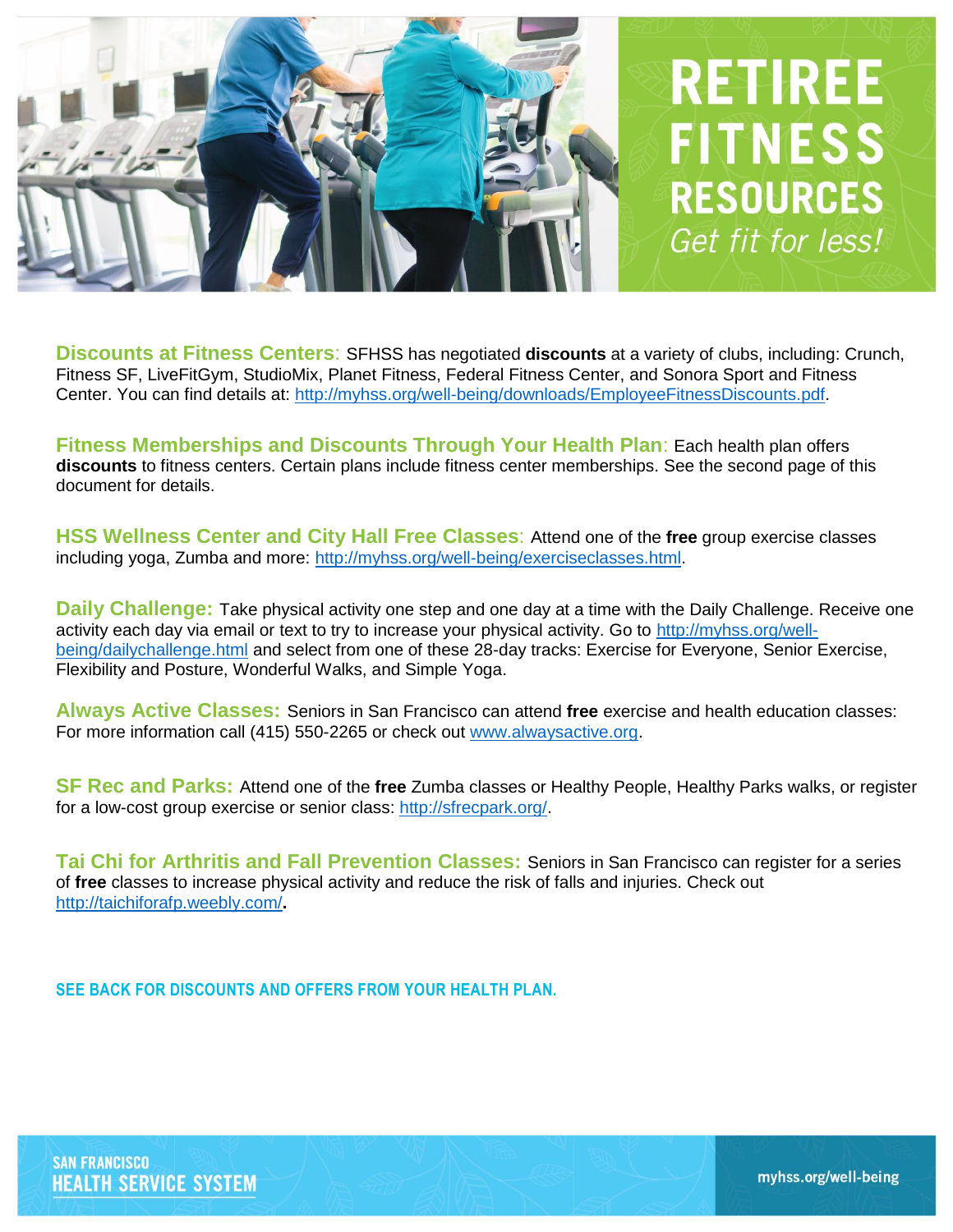# RETIREE FITNESS RESOURCES

*Get fit for less!*

**Discounts at Fitness Centers**: SFHSS has negotiated **discounts** at a variety of clubs, including: Crunch, Fitness SF, LiveFitGym, StudioMix, Planet Fitness, Federal Fitness Center, and Sonora Sport and Fitness Center. You can find details at: http://myhss.org/well-being/downloads/EmployeeFitnessDiscounts.pdf.

**Fitness Memberships and Discounts Through Your Health Plan**: Each health plan offers **discounts** to fitness centers. Certain plans include fitness center memberships. See the second page of this document for details.

**HSS Wellness Center and City Hall Free Classes**: Attend one of the **free** group exercise classes including yoga, Zumba and more: http://myhss.org/well-being/exerciseclasses.html.

**Daily Challenge:** Take physical activity one step and one day at a time with the Daily Challenge. Receive one activity each day via email or text to try to increase your physical activity. Go to http://myhss.org/well-being/dailychallenge.html and select from one of these 28-day tracks: Exercise for Everyone, Senior Exercise, Flexibility and Posture, Wonderful Walks, and Simple Yoga.

**Always Active Classes:** Seniors in San Francisco can attend **free** exercise and health education classes: For more information call (415) 550-2265 or check out www.alwaysactive.org.

**SF Rec and Parks:** Attend one of the **free** Zumba classes or Healthy People, Healthy Parks walks, or register for a low-cost group exercise or senior class: http://sfrecpark.org/.

**Tai Chi for Arthritis and Fall Prevention Classes:** Seniors in San Francisco can register for a series of **free** classes to increase physical activity and reduce the risk of falls and injuries. Check out http://taichiforafp.weebly.com/**.**

**SEE BACK FOR DISCOUNTS AND OFFERS FROM YOUR HEALTH PLAN.**

SAN FRANCISCO HEALTH SERVICE SYSTEM

myhss.org/well-being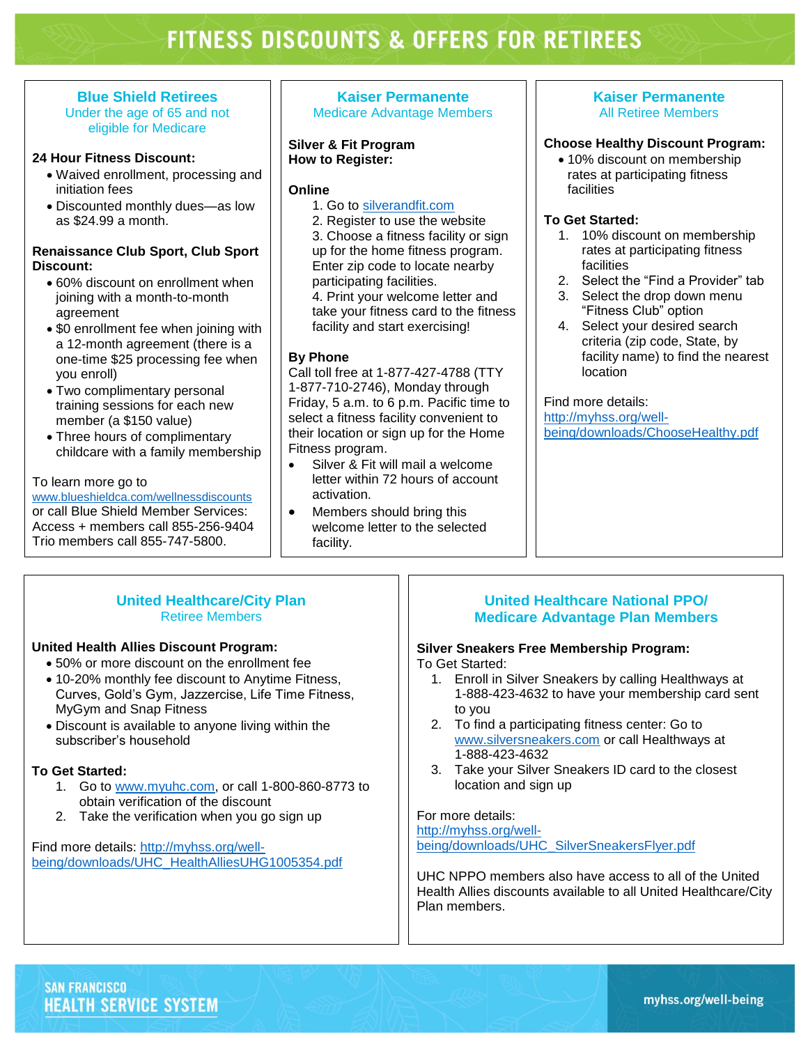# FITNESS DISCOUNTS & OFFERS FOR RETIREES

## Blue Shield Retirees

Under the age of 65 and not eligible for Medicare

**24 Hour Fitness Discount:**

- Waived enrollment, processing and initiation fees
- Discounted monthly dues—as low as $24.99 a month.

**Renaissance Club Sport, Club Sport Discount:**

- 60% discount on enrollment when joining with a month-to-month agreement
- $0 enrollment fee when joining with a 12-month agreement (there is a one-time $25 processing fee when you enroll)
- Two complimentary personal training sessions for each new member (a $150 value)
- Three hours of complimentary childcare with a family membership

To learn more go to www.blueshieldca.com/wellnessdiscounts or call Blue Shield Member Services: Access + members call 855-256-9404 Trio members call 855-747-5800.

## Kaiser Permanente

Medicare Advantage Members

**Silver & Fit Program**
**How to Register:**

**Online**

1. Go to silverandfit.com
2. Register to use the website
3. Choose a fitness facility or sign up for the home fitness program. Enter zip code to locate nearby participating facilities.
4. Print your welcome letter and take your fitness card to the fitness facility and start exercising!

**By Phone**

Call toll free at 1-877-427-4788 (TTY 1-877-710-2746), Monday through Friday, 5 a.m. to 6 p.m. Pacific time to select a fitness facility convenient to their location or sign up for the Home Fitness program.

- Silver & Fit will mail a welcome letter within 72 hours of account activation.
- Members should bring this welcome letter to the selected facility.

## Kaiser Permanente

All Retiree Members

**Choose Healthy Discount Program:**

- 10% discount on membership rates at participating fitness facilities

**To Get Started:**

1. 10% discount on membership rates at participating fitness facilities
2. Select the “Find a Provider” tab
3. Select the drop down menu “Fitness Club” option
4. Select your desired search criteria (zip code, State, by facility name) to find the nearest location

Find more details: http://myhss.org/well-being/downloads/ChooseHealthy.pdf

## United Healthcare/City Plan

Retiree Members

**United Health Allies Discount Program:**

- 50% or more discount on the enrollment fee
- 10-20% monthly fee discount to Anytime Fitness, Curves, Gold’s Gym, Jazzercise, Life Time Fitness, MyGym and Snap Fitness
- Discount is available to anyone living within the subscriber’s household

**To Get Started:**

1. Go to www.myuhc.com, or call 1-800-860-8773 to obtain verification of the discount
2. Take the verification when you go sign up

Find more details: http://myhss.org/well-being/downloads/UHC_HealthAlliesUHG1005354.pdf

## United Healthcare National PPO/ Medicare Advantage Plan Members

**Silver Sneakers Free Membership Program:**

To Get Started:

1. Enroll in Silver Sneakers by calling Healthways at 1-888-423-4632 to have your membership card sent to you
2. To find a participating fitness center: Go to www.silversneakers.com or call Healthways at 1-888-423-4632
3. Take your Silver Sneakers ID card to the closest location and sign up

For more details: http://myhss.org/well-being/downloads/UHC_SilverSneakersFlyer.pdf

UHC NPPO members also have access to all of the United Health Allies discounts available to all United Healthcare/City Plan members.

SAN FRANCISCO HEALTH SERVICE SYSTEM

myhss.org/well-being